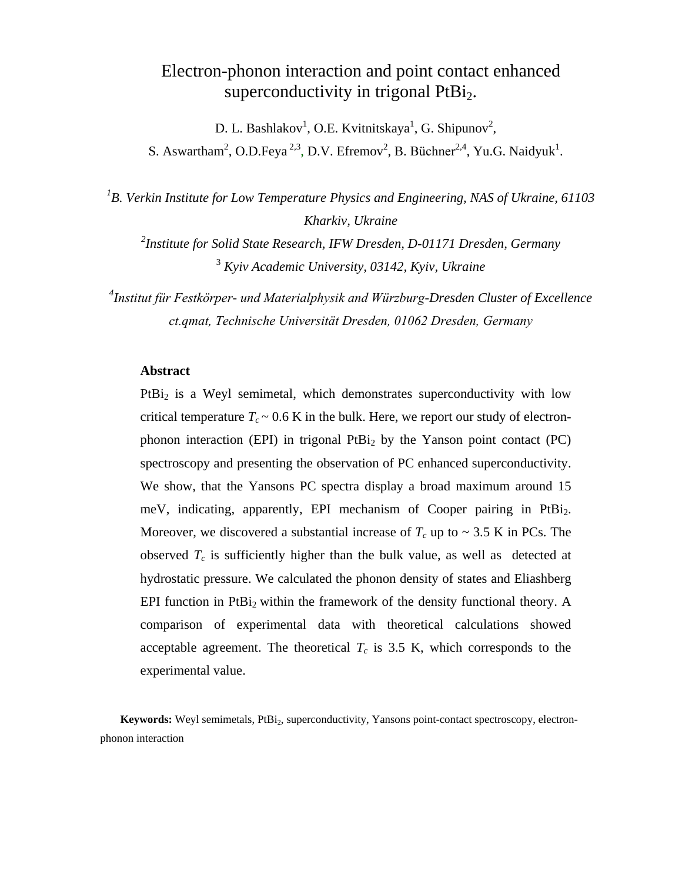# Electron-phonon interaction and point contact enhanced superconductivity in trigonal $PtBi_2$.

D. L. Bashlakov[1], O.E. Kvitnitskaya[1], G. Shipunov[2], S. Aswartham[2], O.D.Feya [2,3], D.V. Efremov[2], B. Büchner[2,4], Yu.G. Naidyuk[1].

[1] *B. Verkin Institute for Low Temperature Physics and Engineering, NAS of Ukraine, 61103 Kharkiv, Ukraine*

[2] *Institute for Solid State Research, IFW Dresden, D-01171 Dresden, Germany*

[3] *Kyiv Academic University, 03142, Kyiv, Ukraine*

[4] *Institut für Festkörper- und Materialphysik and Würzburg-Dresden Cluster of Excellence ct.qmat, Technische Universität Dresden, 01062 Dresden, Germany*

## Abstract

$PtBi_2$ is a Weyl semimetal, which demonstrates superconductivity with low critical temperature $T_c \sim 0.6$ K in the bulk. Here, we report our study of electron-phonon interaction (EPI) in trigonal $PtBi_2$ by the Yanson point contact (PC) spectroscopy and presenting the observation of PC enhanced superconductivity. We show, that the Yansons PC spectra display a broad maximum around 15 meV, indicating, apparently, EPI mechanism of Cooper pairing in $PtBi_2$. Moreover, we discovered a substantial increase of $T_c$ up to ~ 3.5 K in PCs. The observed $T_c$ is sufficiently higher than the bulk value, as well as detected at hydrostatic pressure. We calculated the phonon density of states and Eliashberg EPI function in $PtBi_2$ within the framework of the density functional theory. A comparison of experimental data with theoretical calculations showed acceptable agreement. The theoretical $T_c$ is 3.5 K, which corresponds to the experimental value.

**Keywords:** Weyl semimetals, $PtBi_2$, superconductivity, Yansons point-contact spectroscopy, electron-phonon interaction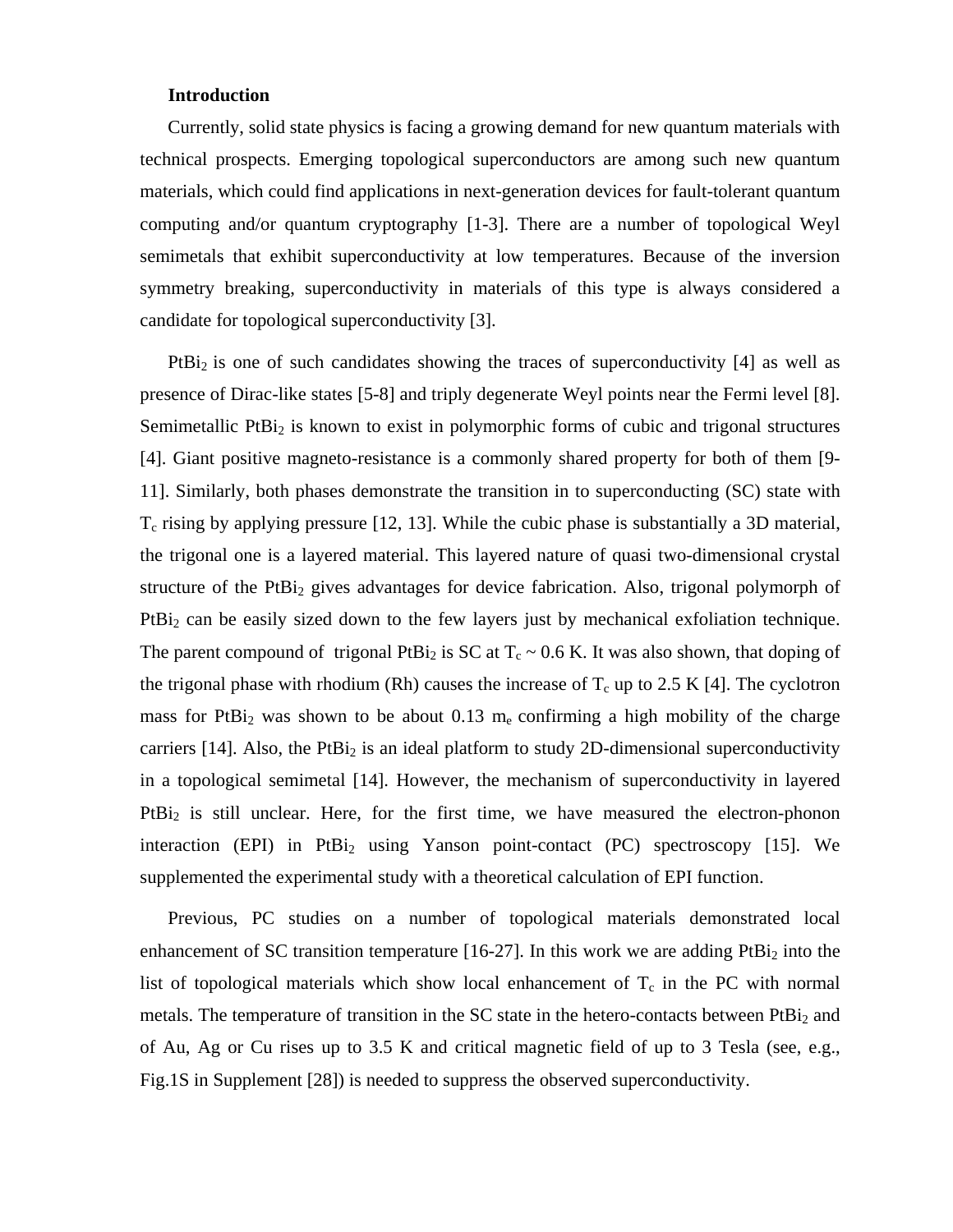## Introduction

Currently, solid state physics is facing a growing demand for new quantum materials with technical prospects. Emerging topological superconductors are among such new quantum materials, which could find applications in next-generation devices for fault-tolerant quantum computing and/or quantum cryptography [1-3]. There are a number of topological Weyl semimetals that exhibit superconductivity at low temperatures. Because of the inversion symmetry breaking, superconductivity in materials of this type is always considered a candidate for topological superconductivity [3].

$PtBi_2$ is one of such candidates showing the traces of superconductivity [4] as well as presence of Dirac-like states [5-8] and triply degenerate Weyl points near the Fermi level [8]. Semimetallic $PtBi_2$ is known to exist in polymorphic forms of cubic and trigonal structures [4]. Giant positive magneto-resistance is a commonly shared property for both of them [9-11]. Similarly, both phases demonstrate the transition in to superconducting (SC) state with $T_c$ rising by applying pressure [12, 13]. While the cubic phase is substantially a 3D material, the trigonal one is a layered material. This layered nature of quasi two-dimensional crystal structure of the $PtBi_2$ gives advantages for device fabrication. Also, trigonal polymorph of $PtBi_2$ can be easily sized down to the few layers just by mechanical exfoliation technique. The parent compound of trigonal $PtBi_2$ is SC at $T_c \sim 0.6$ K. It was also shown, that doping of the trigonal phase with rhodium (Rh) causes the increase of $T_c$ up to 2.5 K [4]. The cyclotron mass for $PtBi_2$ was shown to be about 0.13 $m_e$ confirming a high mobility of the charge carriers [14]. Also, the $PtBi_2$ is an ideal platform to study 2D-dimensional superconductivity in a topological semimetal [14]. However, the mechanism of superconductivity in layered $PtBi_2$ is still unclear. Here, for the first time, we have measured the electron-phonon interaction (EPI) in $PtBi_2$ using Yanson point-contact (PC) spectroscopy [15]. We supplemented the experimental study with a theoretical calculation of EPI function.

Previous, PC studies on a number of topological materials demonstrated local enhancement of SC transition temperature [16-27]. In this work we are adding $PtBi_2$ into the list of topological materials which show local enhancement of $T_c$ in the PC with normal metals. The temperature of transition in the SC state in the hetero-contacts between $PtBi_2$ and of Au, Ag or Cu rises up to 3.5 K and critical magnetic field of up to 3 Tesla (see, e.g., Fig.1S in Supplement [28]) is needed to suppress the observed superconductivity.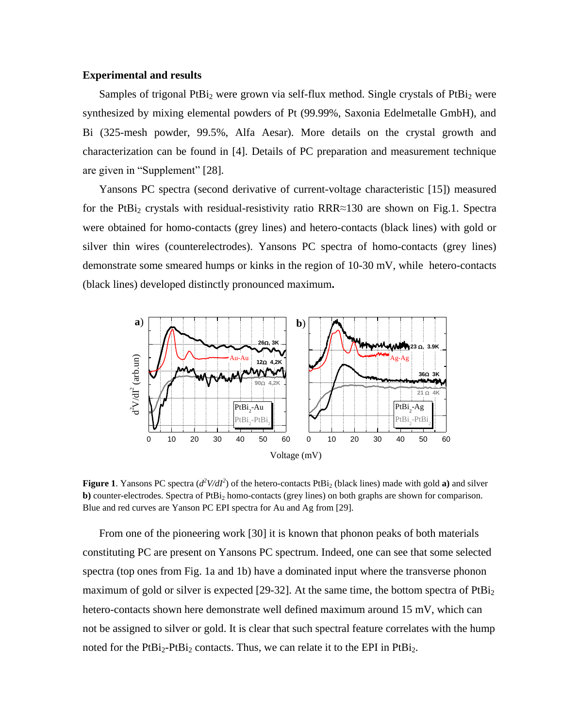**Experimental and results**

Samples of trigonal $PtBi_2$ were grown via self-flux method. Single crystals of $PtBi_2$ were synthesized by mixing elemental powders of Pt (99.99%, Saxonia Edelmetalle GmbH), and Bi (325-mesh powder, 99.5%, Alfa Aesar). More details on the crystal growth and characterization can be found in [4]. Details of PC preparation and measurement technique are given in "Supplement" [28].

Yansons PC spectra (second derivative of current-voltage characteristic [15]) measured for the $PtBi_2$ crystals with residual-resistivity ratio RRR≈130 are shown on Fig.1. Spectra were obtained for homo-contacts (grey lines) and hetero-contacts (black lines) with gold or silver thin wires (counterelectrodes). Yansons PC spectra of homo-contacts (grey lines) demonstrate some smeared humps or kinks in the region of 10-30 mV, while hetero-contacts (black lines) developed distinctly pronounced maximum**.**

**Figure 1**. Yansons PC spectra ($d^2V/dI^2$) of the hetero-contacts $PtBi_2$ (black lines) made with gold **a)** and silver **b)** counter-electrodes. Spectra of $PtBi_2$ homo-contacts (grey lines) on both graphs are shown for comparison. Blue and red curves are Yanson PC EPI spectra for Au and Ag from [29].

From one of the pioneering work [30] it is known that phonon peaks of both materials constituting PC are present on Yansons PC spectrum. Indeed, one can see that some selected spectra (top ones from Fig. 1a and 1b) have a dominated input where the transverse phonon maximum of gold or silver is expected [29-32]. At the same time, the bottom spectra of $PtBi_2$ hetero-contacts shown here demonstrate well defined maximum around 15 mV, which can not be assigned to silver or gold. It is clear that such spectral feature correlates with the hump noted for the $PtBi_2$-$PtBi_2$ contacts. Thus, we can relate it to the EPI in $PtBi_2$.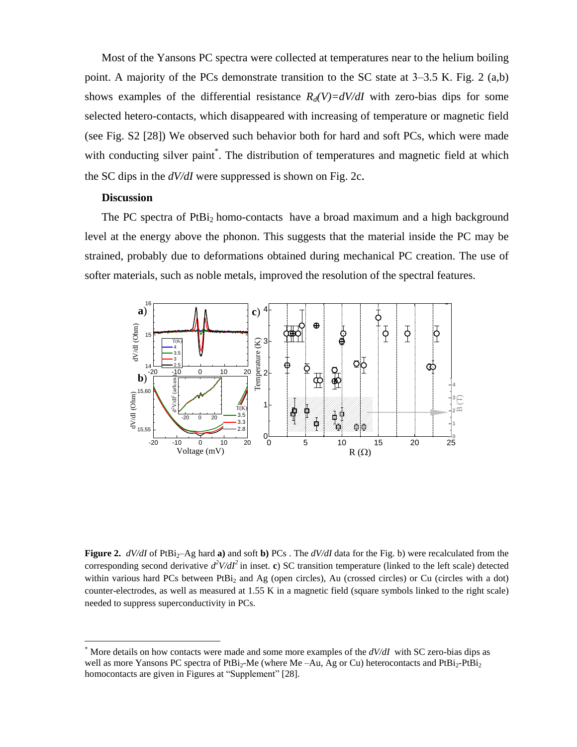Most of the Yansons PC spectra were collected at temperatures near to the helium boiling point. A majority of the PCs demonstrate transition to the SC state at 3–3.5 K. Fig. 2 (a,b) shows examples of the differential resistance $R_d(V)=dV/dI$ with zero-bias dips for some selected hetero-contacts, which disappeared with increasing of temperature or magnetic field (see Fig. S2 [28]) We observed such behavior both for hard and soft PCs, which were made with conducting silver paint*. The distribution of temperatures and magnetic field at which the SC dips in the *dV/dI* were suppressed is shown on Fig. 2c.

**Discussion**

The PC spectra of $PtBi_2$ homo-contacts have a broad maximum and a high background level at the energy above the phonon. This suggests that the material inside the PC may be strained, probably due to deformations obtained during mechanical PC creation. The use of softer materials, such as noble metals, improved the resolution of the spectral features.

**Figure 2.** *dV/dI* of $PtBi_2$–Ag hard **a)** and soft **b)** PCs . The *dV/dI* data for the Fig. b) were recalculated from the corresponding second derivative $d^2V/dI^2$ in inset. **c**) SC transition temperature (linked to the left scale) detected within various hard PCs between $PtBi_2$ and Ag (open circles), Au (crossed circles) or Cu (circles with a dot) counter-electrodes, as well as measured at 1.55 K in a magnetic field (square symbols linked to the right scale) needed to suppress superconductivity in PCs.

---

* More details on how contacts were made and some more examples of the *dV/dI* with SC zero-bias dips as well as more Yansons PC spectra of $PtBi_2$-Me (where Me –Au, Ag or Cu) heterocontacts and $PtBi_2$-$PtBi_2$ homocontacts are given in Figures at "Supplement" [28].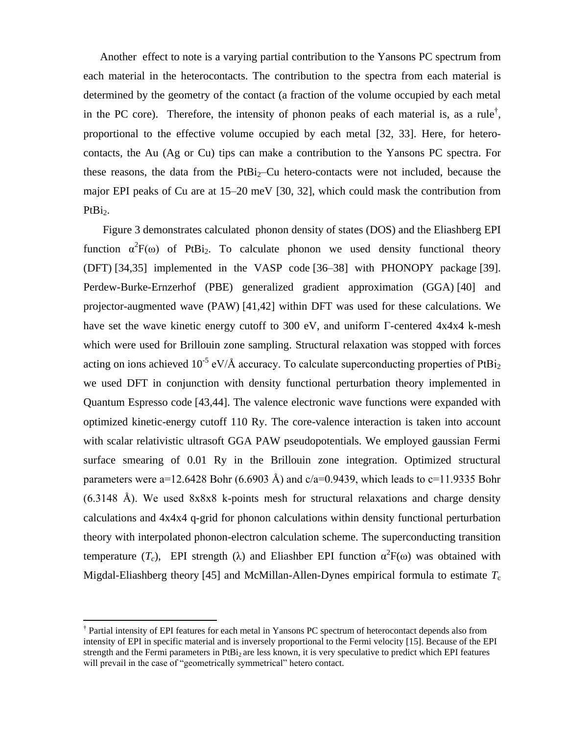Another effect to note is a varying partial contribution to the Yansons PC spectrum from each material in the heterocontacts. The contribution to the spectra from each material is determined by the geometry of the contact (a fraction of the volume occupied by each metal in the PC core). Therefore, the intensity of phonon peaks of each material is, as a rule[†], proportional to the effective volume occupied by each metal [32, 33]. Here, for hetero-contacts, the Au (Ag or Cu) tips can make a contribution to the Yansons PC spectra. For these reasons, the data from the $PtBi_2$–Cu hetero-contacts were not included, because the major EPI peaks of Cu are at 15–20 meV [30, 32], which could mask the contribution from $PtBi_2$.

Figure 3 demonstrates calculated phonon density of states (DOS) and the Eliashberg EPI function $\alpha^2F(\omega)$ of $PtBi_2$. To calculate phonon we used density functional theory (DFT) [34,35] implemented in the VASP code [36–38] with PHONOPY package [39]. Perdew-Burke-Ernzerhof (PBE) generalized gradient approximation (GGA) [40] and projector-augmented wave (PAW) [41,42] within DFT was used for these calculations. We have set the wave kinetic energy cutoff to 300 eV, and uniform Γ-centered 4x4x4 k-mesh which were used for Brillouin zone sampling. Structural relaxation was stopped with forces acting on ions achieved $10^{-5}$ eV/Å accuracy. To calculate superconducting properties of $PtBi_2$ we used DFT in conjunction with density functional perturbation theory implemented in Quantum Espresso code [43,44]. The valence electronic wave functions were expanded with optimized kinetic-energy cutoff 110 Ry. The core-valence interaction is taken into account with scalar relativistic ultrasoft GGA PAW pseudopotentials. We employed gaussian Fermi surface smearing of 0.01 Ry in the Brillouin zone integration. Optimized structural parameters were a=12.6428 Bohr (6.6903 Å) and c/a=0.9439, which leads to c=11.9335 Bohr (6.3148 Å). We used 8x8x8 k-points mesh for structural relaxations and charge density calculations and 4x4x4 q-grid for phonon calculations within density functional perturbation theory with interpolated phonon-electron calculation scheme. The superconducting transition temperature ($T_c$), EPI strength ($\lambda$) and Eliashber EPI function $\alpha^2F(\omega)$ was obtained with Migdal-Eliashberg theory [45] and McMillan-Allen-Dynes empirical formula to estimate $T_c$

---

[†] Partial intensity of EPI features for each metal in Yansons PC spectrum of heterocontact depends also from intensity of EPI in specific material and is inversely proportional to the Fermi velocity [15]. Because of the EPI strength and the Fermi parameters in $PtBi_2$ are less known, it is very speculative to predict which EPI features will prevail in the case of "geometrically symmetrical" hetero contact.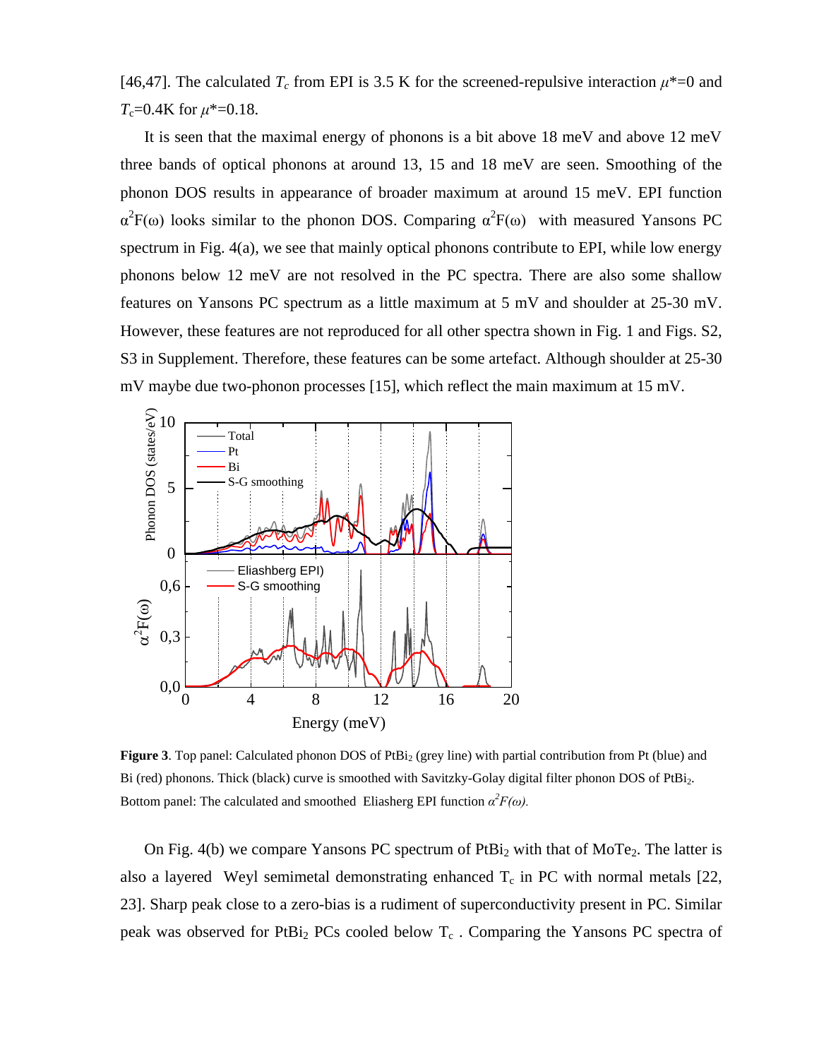[46,47]. The calculated $T_c$ from EPI is 3.5 K for the screened-repulsive interaction $\mu^*$=0 and $T_c$=0.4K for $\mu^*$=0.18.

It is seen that the maximal energy of phonons is a bit above 18 meV and above 12 meV three bands of optical phonons at around 13, 15 and 18 meV are seen. Smoothing of the phonon DOS results in appearance of broader maximum at around 15 meV. EPI function $\alpha^2F(\omega)$ looks similar to the phonon DOS. Comparing $\alpha^2F(\omega)$ with measured Yansons PC spectrum in Fig. 4(a), we see that mainly optical phonons contribute to EPI, while low energy phonons below 12 meV are not resolved in the PC spectra. There are also some shallow features on Yansons PC spectrum as a little maximum at 5 mV and shoulder at 25-30 mV. However, these features are not reproduced for all other spectra shown in Fig. 1 and Figs. S2, S3 in Supplement. Therefore, these features can be some artefact. Although shoulder at 25-30 mV maybe due two-phonon processes [15], which reflect the main maximum at 15 mV.

**Figure 3**. Top panel: Calculated phonon DOS of $PtBi_2$ (grey line) with partial contribution from Pt (blue) and Bi (red) phonons. Thick (black) curve is smoothed with Savitzky-Golay digital filter phonon DOS of $PtBi_2$. Bottom panel: The calculated and smoothed Eliasherg EPI function $\alpha^2F(\omega)$.

On Fig. 4(b) we compare Yansons PC spectrum of $PtBi_2$ with that of $MoTe_2$. The latter is also a layered Weyl semimetal demonstrating enhanced $T_c$ in PC with normal metals [22, 23]. Sharp peak close to a zero-bias is a rudiment of superconductivity present in PC. Similar peak was observed for $PtBi_2$ PCs cooled below $T_c$ . Comparing the Yansons PC spectra of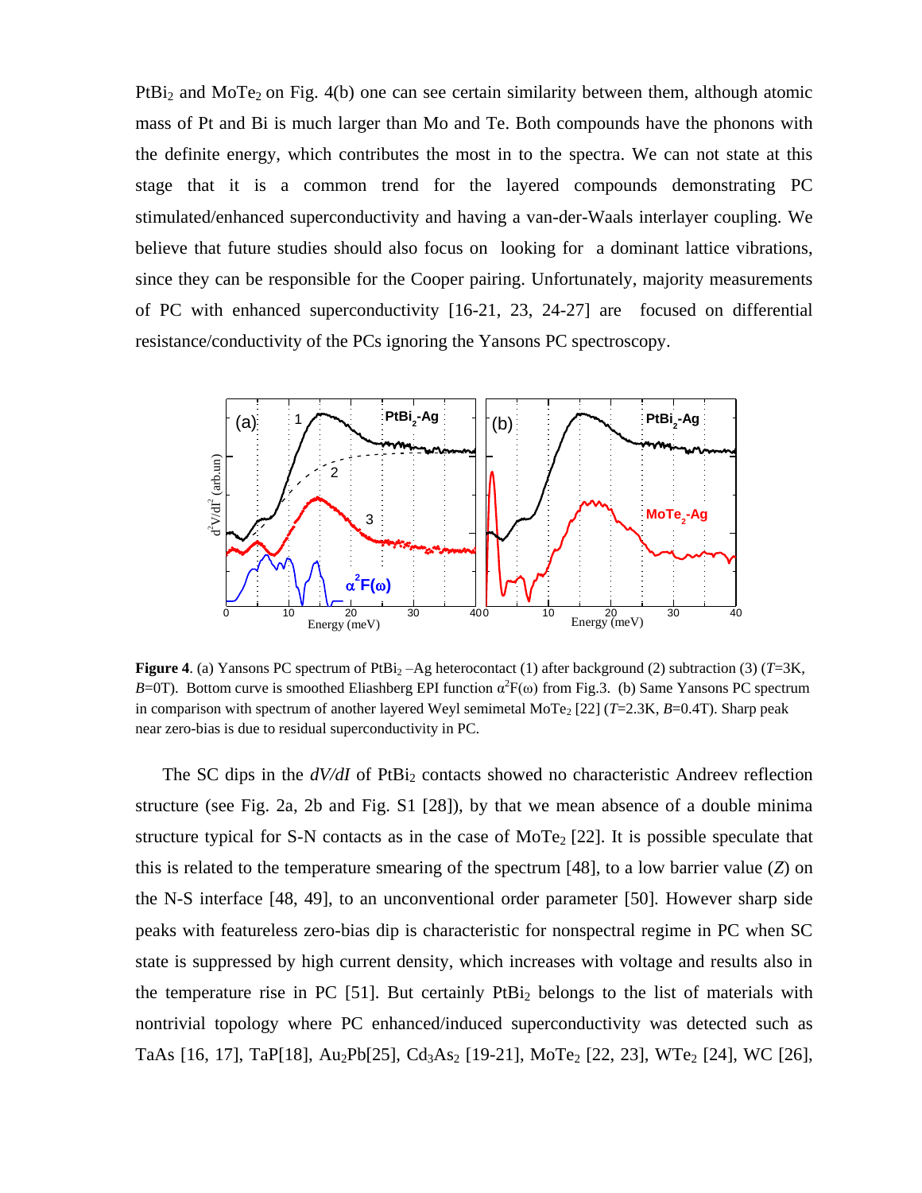$PtBi_2$ and $MoTe_2$ on Fig. 4(b) one can see certain similarity between them, although atomic mass of Pt and Bi is much larger than Mo and Te. Both compounds have the phonons with the definite energy, which contributes the most in to the spectra. We can not state at this stage that it is a common trend for the layered compounds demonstrating PC stimulated/enhanced superconductivity and having a van-der-Waals interlayer coupling. We believe that future studies should also focus on looking for a dominant lattice vibrations, since they can be responsible for the Cooper pairing. Unfortunately, majority measurements of PC with enhanced superconductivity [16-21, 23, 24-27] are focused on differential resistance/conductivity of the PCs ignoring the Yansons PC spectroscopy.

**Figure 4**. (a) Yansons PC spectrum of $PtBi_2$ –Ag heterocontact (1) after background (2) subtraction (3) ($T$=3K, $B$=0T). Bottom curve is smoothed Eliashberg EPI function $\alpha^2F(\omega)$ from Fig.3. (b) Same Yansons PC spectrum in comparison with spectrum of another layered Weyl semimetal $MoTe_2$ [22] ($T$=2.3K, $B$=0.4T). Sharp peak near zero-bias is due to residual superconductivity in PC.

The SC dips in the $dV/dI$ of $PtBi_2$ contacts showed no characteristic Andreev reflection structure (see Fig. 2a, 2b and Fig. S1 [28]), by that we mean absence of a double minima structure typical for S-N contacts as in the case of $MoTe_2$ [22]. It is possible speculate that this is related to the temperature smearing of the spectrum [48], to a low barrier value ($Z$) on the N-S interface [48, 49], to an unconventional order parameter [50]. However sharp side peaks with featureless zero-bias dip is characteristic for nonspectral regime in PC when SC state is suppressed by high current density, which increases with voltage and results also in the temperature rise in PC [51]. But certainly $PtBi_2$ belongs to the list of materials with nontrivial topology where PC enhanced/induced superconductivity was detected such as TaAs [16, 17], TaP[18], $Au_2Pb$[25], $Cd_3As_2$ [19-21], $MoTe_2$ [22, 23], $WTe_2$ [24], WC [26],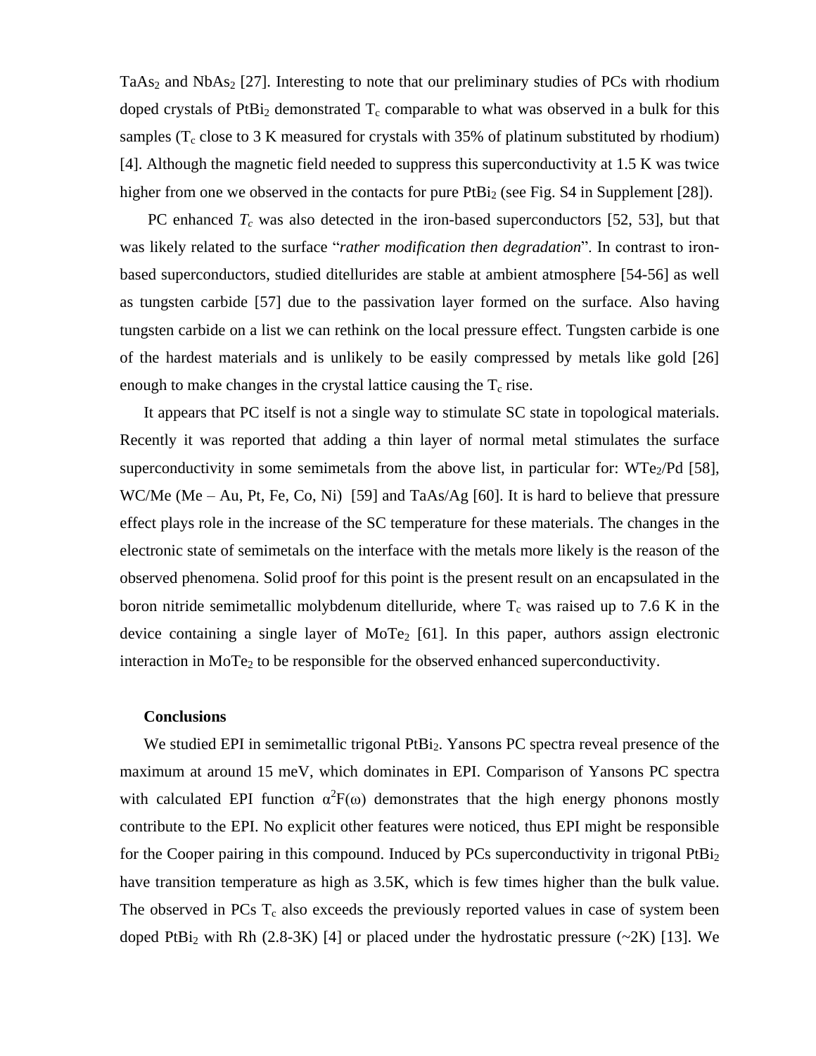$TaAs_2$ and $NbAs_2$ [27]. Interesting to note that our preliminary studies of PCs with rhodium doped crystals of $PtBi_2$ demonstrated $T_c$ comparable to what was observed in a bulk for this samples ($T_c$ close to 3 K measured for crystals with 35% of platinum substituted by rhodium) [4]. Although the magnetic field needed to suppress this superconductivity at 1.5 K was twice higher from one we observed in the contacts for pure $PtBi_2$ (see Fig. S4 in Supplement [28]).

PC enhanced $T_c$ was also detected in the iron-based superconductors [52, 53], but that was likely related to the surface "*rather modification then degradation*". In contrast to iron-based superconductors, studied ditellurides are stable at ambient atmosphere [54-56] as well as tungsten carbide [57] due to the passivation layer formed on the surface. Also having tungsten carbide on a list we can rethink on the local pressure effect. Tungsten carbide is one of the hardest materials and is unlikely to be easily compressed by metals like gold [26] enough to make changes in the crystal lattice causing the $T_c$ rise.

It appears that PC itself is not a single way to stimulate SC state in topological materials. Recently it was reported that adding a thin layer of normal metal stimulates the surface superconductivity in some semimetals from the above list, in particular for: $WTe_2$/Pd [58], WC/Me (Me – Au, Pt, Fe, Co, Ni) [59] and TaAs/Ag [60]. It is hard to believe that pressure effect plays role in the increase of the SC temperature for these materials. The changes in the electronic state of semimetals on the interface with the metals more likely is the reason of the observed phenomena. Solid proof for this point is the present result on an encapsulated in the boron nitride semimetallic molybdenum ditelluride, where $T_c$ was raised up to 7.6 K in the device containing a single layer of $MoTe_2$ [61]. In this paper, authors assign electronic interaction in $MoTe_2$ to be responsible for the observed enhanced superconductivity.

## Conclusions

We studied EPI in semimetallic trigonal $PtBi_2$. Yansons PC spectra reveal presence of the maximum at around 15 meV, which dominates in EPI. Comparison of Yansons PC spectra with calculated EPI function $\alpha^2F(\omega)$ demonstrates that the high energy phonons mostly contribute to the EPI. No explicit other features were noticed, thus EPI might be responsible for the Cooper pairing in this compound. Induced by PCs superconductivity in trigonal $PtBi_2$ have transition temperature as high as 3.5K, which is few times higher than the bulk value. The observed in PCs $T_c$ also exceeds the previously reported values in case of system been doped $PtBi_2$ with Rh (2.8-3K) [4] or placed under the hydrostatic pressure (~2K) [13]. We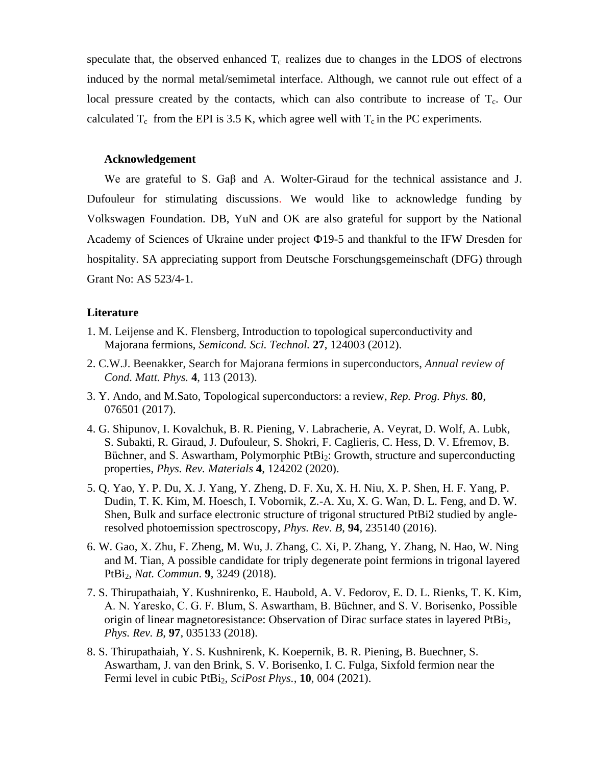speculate that, the observed enhanced $T_c$ realizes due to changes in the LDOS of electrons induced by the normal metal/semimetal interface. Although, we cannot rule out effect of a local pressure created by the contacts, which can also contribute to increase of $T_c$. Our calculated $T_c$ from the EPI is 3.5 K, which agree well with $T_c$ in the PC experiments.

### Acknowledgement

We are grateful to S. Gaβ and A. Wolter-Giraud for the technical assistance and J. Dufouleur for stimulating discussions. We would like to acknowledge funding by Volkswagen Foundation. DB, YuN and OK are also grateful for support by the National Academy of Sciences of Ukraine under project Φ19-5 and thankful to the IFW Dresden for hospitality. SA appreciating support from Deutsche Forschungsgemeinschaft (DFG) through Grant No: AS 523/4-1.

### Literature

1. M. Leijense and K. Flensberg, Introduction to topological superconductivity and Majorana fermions, *Semicond. Sci. Technol.* **27**, 124003 (2012).
2. C.W.J. Beenakker, Search for Majorana fermions in superconductors, *Annual review of Cond. Matt. Phys.* **4**, 113 (2013).
3. Y. Ando, and M.Sato, Topological superconductors: a review, *Rep. Prog. Phys.* **80**, 076501 (2017).
4. G. Shipunov, I. Kovalchuk, B. R. Piening, V. Labracherie, A. Veyrat, D. Wolf, A. Lubk, S. Subakti, R. Giraud, J. Dufouleur, S. Shokri, F. Caglieris, C. Hess, D. V. Efremov, B. Büchner, and S. Aswartham, Polymorphic $PtBi_2$: Growth, structure and superconducting properties, *Phys. Rev. Materials* **4**, 124202 (2020).
5. Q. Yao, Y. P. Du, X. J. Yang, Y. Zheng, D. F. Xu, X. H. Niu, X. P. Shen, H. F. Yang, P. Dudin, T. K. Kim, M. Hoesch, I. Vobornik, Z.-A. Xu, X. G. Wan, D. L. Feng, and D. W. Shen, Bulk and surface electronic structure of trigonal structured PtBi2 studied by angle-resolved photoemission spectroscopy, *Phys. Rev. B*, **94**, 235140 (2016).
6. W. Gao, X. Zhu, F. Zheng, M. Wu, J. Zhang, C. Xi, P. Zhang, Y. Zhang, N. Hao, W. Ning and M. Tian, A possible candidate for triply degenerate point fermions in trigonal layered $PtBi_2$, *Nat. Commun.* **9**, 3249 (2018).
7. S. Thirupathaiah, Y. Kushnirenko, E. Haubold, A. V. Fedorov, E. D. L. Rienks, T. K. Kim, A. N. Yaresko, C. G. F. Blum, S. Aswartham, B. Büchner, and S. V. Borisenko, Possible origin of linear magnetoresistance: Observation of Dirac surface states in layered $PtBi_2$, *Phys. Rev. B*, **97**, 035133 (2018).
8. S. Thirupathaiah, Y. S. Kushnirenk, K. Koepernik, B. R. Piening, B. Buechner, S. Aswartham, J. van den Brink, S. V. Borisenko, I. C. Fulga, Sixfold fermion near the Fermi level in cubic $PtBi_2$, *SciPost Phys.*, **10**, 004 (2021).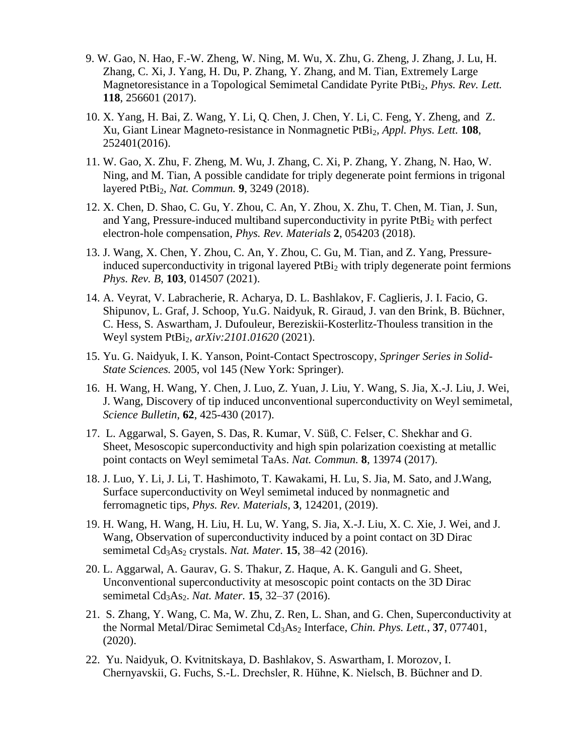9. W. Gao, N. Hao, F.-W. Zheng, W. Ning, M. Wu, X. Zhu, G. Zheng, J. Zhang, J. Lu, H. Zhang, C. Xi, J. Yang, H. Du, P. Zhang, Y. Zhang, and M. Tian, Extremely Large Magnetoresistance in a Topological Semimetal Candidate Pyrite $PtBi_2$, *Phys. Rev. Lett.* **118**, 256601 (2017).

10. X. Yang, H. Bai, Z. Wang, Y. Li, Q. Chen, J. Chen, Y. Li, C. Feng, Y. Zheng, and Z. Xu, Giant Linear Magneto-resistance in Nonmagnetic $PtBi_2$, *Appl. Phys. Lett.* **108**, 252401(2016).

11. W. Gao, X. Zhu, F. Zheng, M. Wu, J. Zhang, C. Xi, P. Zhang, Y. Zhang, N. Hao, W. Ning, and M. Tian, A possible candidate for triply degenerate point fermions in trigonal layered $PtBi_2$, *Nat. Commun.* **9**, 3249 (2018).

12. X. Chen, D. Shao, C. Gu, Y. Zhou, C. An, Y. Zhou, X. Zhu, T. Chen, M. Tian, J. Sun, and Yang, Pressure-induced multiband superconductivity in pyrite $PtBi_2$ with perfect electron-hole compensation, *Phys. Rev. Materials* **2**, 054203 (2018).

13. J. Wang, X. Chen, Y. Zhou, C. An, Y. Zhou, C. Gu, M. Tian, and Z. Yang, Pressure-induced superconductivity in trigonal layered $PtBi_2$ with triply degenerate point fermions *Phys. Rev. B*, **103**, 014507 (2021).

14. A. Veyrat, V. Labracherie, R. Acharya, D. L. Bashlakov, F. Caglieris, J. I. Facio, G. Shipunov, L. Graf, J. Schoop, Yu.G. Naidyuk, R. Giraud, J. van den Brink, B. Büchner, C. Hess, S. Aswartham, J. Dufouleur, Bereziskii-Kosterlitz-Thouless transition in the Weyl system $PtBi_2$, *arXiv:2101.01620* (2021).

15. Yu. G. Naidyuk, I. K. Yanson, Point-Contact Spectroscopy, *Springer Series in Solid-State Sciences.* 2005, vol 145 (New York: Springer).

16. H. Wang, H. Wang, Y. Chen, J. Luo, Z. Yuan, J. Liu, Y. Wang, S. Jia, X.-J. Liu, J. Wei, J. Wang, Discovery of tip induced unconventional superconductivity on Weyl semimetal, *Science Bulletin*, **62**, 425-430 (2017).

17. L. Aggarwal, S. Gayen, S. Das, R. Kumar, V. Süß, C. Felser, C. Shekhar and G. Sheet, Mesoscopic superconductivity and high spin polarization coexisting at metallic point contacts on Weyl semimetal TaAs. *Nat. Commun.* **8**, 13974 (2017).

18. J. Luo, Y. Li, J. Li, T. Hashimoto, T. Kawakami, H. Lu, S. Jia, M. Sato, and J.Wang, Surface superconductivity on Weyl semimetal induced by nonmagnetic and ferromagnetic tips, *Phys. Rev. Materials*, **3**, 124201, (2019).

19. H. Wang, H. Wang, H. Liu, H. Lu, W. Yang, S. Jia, X.-J. Liu, X. C. Xie, J. Wei, and J. Wang, Observation of superconductivity induced by a point contact on 3D Dirac semimetal $Cd_3As_2$ crystals. *Nat. Mater.* **15**, 38–42 (2016).

20. L. Aggarwal, A. Gaurav, G. S. Thakur, Z. Haque, A. K. Ganguli and G. Sheet, Unconventional superconductivity at mesoscopic point contacts on the 3D Dirac semimetal $Cd_3As_2$. *Nat. Mater.* **15**, 32–37 (2016).

21. S. Zhang, Y. Wang, C. Ma, W. Zhu, Z. Ren, L. Shan, and G. Chen, Superconductivity at the Normal Metal/Dirac Semimetal $Cd_3As_2$ Interface, *Chin. Phys. Lett.*, **37**, 077401, (2020).

22. Yu. Naidyuk, O. Kvitnitskaya, D. Bashlakov, S. Aswartham, I. Morozov, I. Chernyavskii, G. Fuchs, S.-L. Drechsler, R. Hühne, K. Nielsch, B. Büchner and D.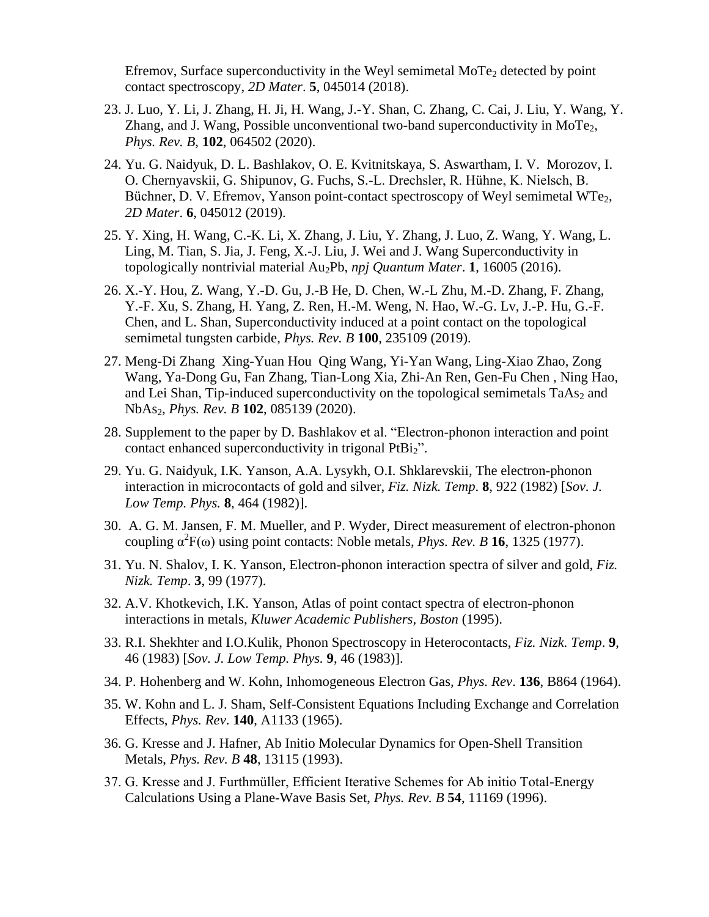Efremov, Surface superconductivity in the Weyl semimetal $MoTe_2$ detected by point contact spectroscopy, *2D Mater*. **5**, 045014 (2018).

23. J. Luo, Y. Li, J. Zhang, H. Ji, H. Wang, J.-Y. Shan, C. Zhang, C. Cai, J. Liu, Y. Wang, Y. Zhang, and J. Wang, Possible unconventional two-band superconductivity in $MoTe_2$, *Phys. Rev. B*, **102**, 064502 (2020).

24. Yu. G. Naidyuk, D. L. Bashlakov, O. E. Kvitnitskaya, S. Aswartham, I. V. Morozov, I. O. Chernyavskii, G. Shipunov, G. Fuchs, S.-L. Drechsler, R. Hühne, K. Nielsch, B. Büchner, D. V. Efremov, Yanson point-contact spectroscopy of Weyl semimetal $WTe_2$, *2D Mater*. **6**, 045012 (2019).

25. Y. Xing, H. Wang, C.-K. Li, X. Zhang, J. Liu, Y. Zhang, J. Luo, Z. Wang, Y. Wang, L. Ling, M. Tian, S. Jia, J. Feng, X.-J. Liu, J. Wei and J. Wang Superconductivity in topologically nontrivial material $Au_2Pb$, *npj Quantum Mater*. **1**, 16005 (2016).

26. X.-Y. Hou, Z. Wang, Y.-D. Gu, J.-B He, D. Chen, W.-L Zhu, M.-D. Zhang, F. Zhang, Y.-F. Xu, S. Zhang, H. Yang, Z. Ren, H.-M. Weng, N. Hao, W.-G. Lv, J.-P. Hu, G.-F. Chen, and L. Shan, Superconductivity induced at a point contact on the topological semimetal tungsten carbide, *Phys. Rev. B* **100**, 235109 (2019).

27. Meng-Di Zhang Xing-Yuan Hou Qing Wang, Yi-Yan Wang, Ling-Xiao Zhao, Zong Wang, Ya-Dong Gu, Fan Zhang, Tian-Long Xia, Zhi-An Ren, Gen-Fu Chen , Ning Hao, and Lei Shan, Tip-induced superconductivity on the topological semimetals $TaAs_2$ and $NbAs_2$, *Phys. Rev. B* **102**, 085139 (2020).

28. Supplement to the paper by D. Bashlakov et al. “Electron-phonon interaction and point contact enhanced superconductivity in trigonal $PtBi_2$”.

29. Yu. G. Naidyuk, I.K. Yanson, A.A. Lysykh, O.I. Shklarevskii, The electron-phonon interaction in microcontacts of gold and silver, *Fiz. Nizk. Temp*. **8**, 922 (1982) [*Sov. J. Low Temp. Phys.* **8**, 464 (1982)].

30. A. G. M. Jansen, F. M. Mueller, and P. Wyder, Direct measurement of electron-phonon coupling $\alpha^2F(\omega)$ using point contacts: Noble metals, *Phys. Rev. B* **16**, 1325 (1977).

31. Yu. N. Shalov, I. K. Yanson, Electron-phonon interaction spectra of silver and gold, *Fiz. Nizk. Temp*. **3**, 99 (1977).

32. A.V. Khotkevich, I.K. Yanson, Atlas of point contact spectra of electron-phonon interactions in metals, *Kluwer Academic Publishers*, *Boston* (1995).

33. R.I. Shekhter and I.O.Kulik, Phonon Spectroscopy in Heterocontacts, *Fiz. Nizk. Temp*. **9**, 46 (1983) [*Sov. J. Low Temp. Phys.* **9**, 46 (1983)].

34. P. Hohenberg and W. Kohn, Inhomogeneous Electron Gas, *Phys. Rev*. **136**, B864 (1964).

35. W. Kohn and L. J. Sham, Self-Consistent Equations Including Exchange and Correlation Effects, *Phys. Rev*. **140**, A1133 (1965).

36. G. Kresse and J. Hafner, Ab Initio Molecular Dynamics for Open-Shell Transition Metals, *Phys. Rev. B* **48**, 13115 (1993).

37. G. Kresse and J. Furthmüller, Efficient Iterative Schemes for Ab initio Total-Energy Calculations Using a Plane-Wave Basis Set, *Phys. Rev. B* **54**, 11169 (1996).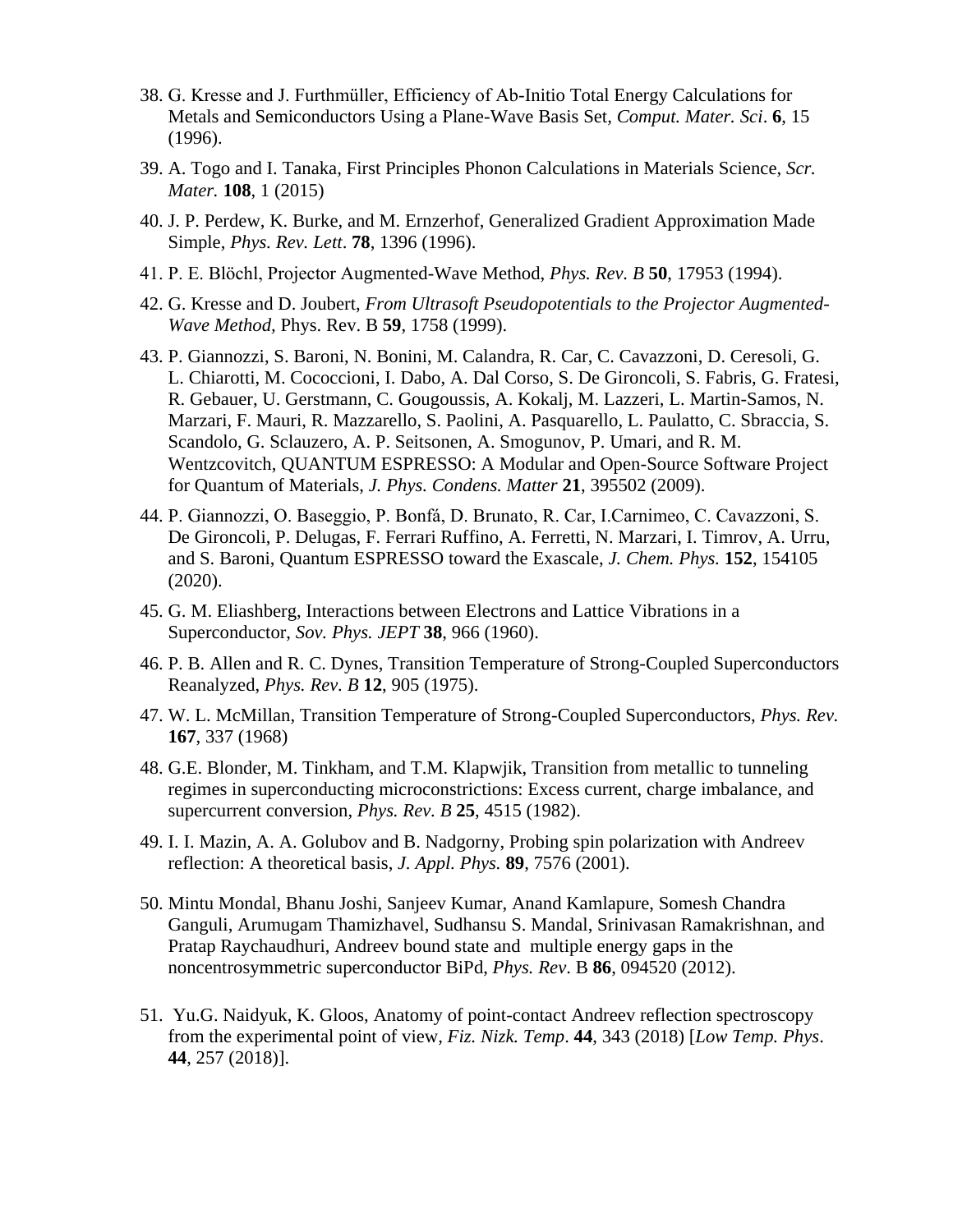38. G. Kresse and J. Furthmüller, Efficiency of Ab-Initio Total Energy Calculations for Metals and Semiconductors Using a Plane-Wave Basis Set, *Comput. Mater. Sci*. **6**, 15 (1996).

39. A. Togo and I. Tanaka, First Principles Phonon Calculations in Materials Science, *Scr. Mater.* **108**, 1 (2015)

40. J. P. Perdew, K. Burke, and M. Ernzerhof, Generalized Gradient Approximation Made Simple, *Phys. Rev. Lett*. **78**, 1396 (1996).

41. P. E. Blöchl, Projector Augmented-Wave Method, *Phys. Rev. B* **50**, 17953 (1994).

42. G. Kresse and D. Joubert, *From Ultrasoft Pseudopotentials to the Projector Augmented-Wave Method*, Phys. Rev. B **59**, 1758 (1999).

43. P. Giannozzi, S. Baroni, N. Bonini, M. Calandra, R. Car, C. Cavazzoni, D. Ceresoli, G. L. Chiarotti, M. Cococcioni, I. Dabo, A. Dal Corso, S. De Gironcoli, S. Fabris, G. Fratesi, R. Gebauer, U. Gerstmann, C. Gougoussis, A. Kokalj, M. Lazzeri, L. Martin-Samos, N. Marzari, F. Mauri, R. Mazzarello, S. Paolini, A. Pasquarello, L. Paulatto, C. Sbraccia, S. Scandolo, G. Sclauzero, A. P. Seitsonen, A. Smogunov, P. Umari, and R. M. Wentzcovitch, QUANTUM ESPRESSO: A Modular and Open-Source Software Project for Quantum of Materials, *J. Phys. Condens. Matter* **21**, 395502 (2009).

44. P. Giannozzi, O. Baseggio, P. Bonfá, D. Brunato, R. Car, I.Carnimeo, C. Cavazzoni, S. De Gironcoli, P. Delugas, F. Ferrari Ruffino, A. Ferretti, N. Marzari, I. Timrov, A. Urru, and S. Baroni, Quantum ESPRESSO toward the Exascale, *J. Chem. Phys.* **152**, 154105 (2020).

45. G. M. Eliashberg, Interactions between Electrons and Lattice Vibrations in a Superconductor, *Sov. Phys. JEPT* **38**, 966 (1960).

46. P. B. Allen and R. C. Dynes, Transition Temperature of Strong-Coupled Superconductors Reanalyzed, *Phys. Rev. B* **12**, 905 (1975).

47. W. L. McMillan, Transition Temperature of Strong-Coupled Superconductors, *Phys. Rev.* **167**, 337 (1968)

48. G.E. Blonder, M. Tinkham, and T.M. Klapwjik, Transition from metallic to tunneling regimes in superconducting microconstrictions: Excess current, charge imbalance, and supercurrent conversion, *Phys. Rev. B* **25**, 4515 (1982).

49. I. I. Mazin, A. A. Golubov and B. Nadgorny, Probing spin polarization with Andreev reflection: A theoretical basis, *J. Appl. Phys.* **89**, 7576 (2001).

50. Mintu Mondal, Bhanu Joshi, Sanjeev Kumar, Anand Kamlapure, Somesh Chandra Ganguli, Arumugam Thamizhavel, Sudhansu S. Mandal, Srinivasan Ramakrishnan, and Pratap Raychaudhuri, Andreev bound state and multiple energy gaps in the noncentrosymmetric superconductor BiPd, *Phys. Rev*. B **86**, 094520 (2012).

51. Yu.G. Naidyuk, K. Gloos, Anatomy of point-contact Andreev reflection spectroscopy from the experimental point of view, *Fiz. Nizk. Temp*. **44**, 343 (2018) [*Low Temp. Phys*. **44**, 257 (2018)].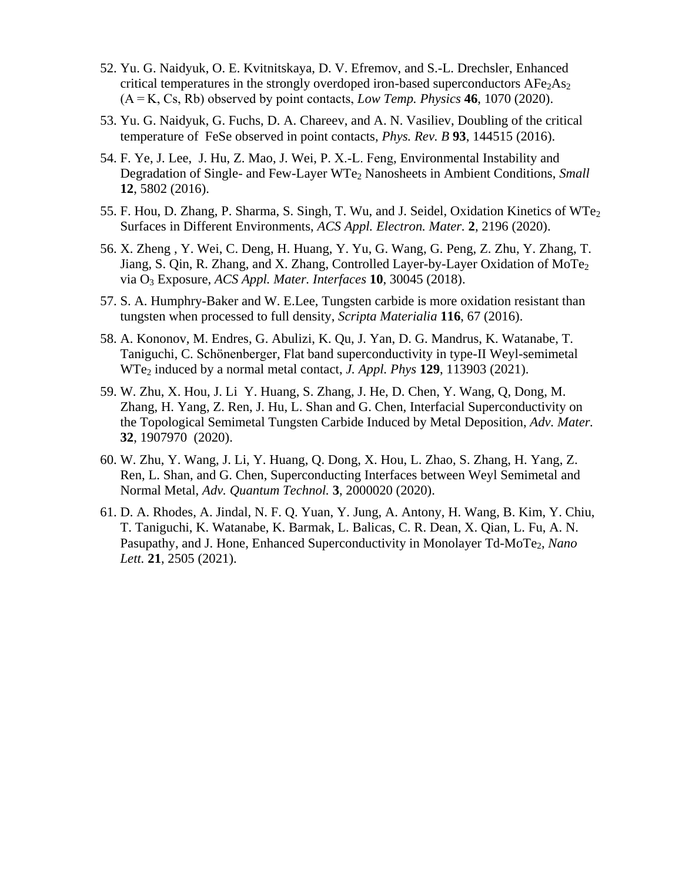52. Yu. G. Naidyuk, O. E. Kvitnitskaya, D. V. Efremov, and S.-L. Drechsler, Enhanced critical temperatures in the strongly overdoped iron-based superconductors $AFe_2As_2$ (A = K, Cs, Rb) observed by point contacts, *Low Temp. Physics* **46**, 1070 (2020).

53. Yu. G. Naidyuk, G. Fuchs, D. A. Chareev, and A. N. Vasiliev, Doubling of the critical temperature of FeSe observed in point contacts, *Phys. Rev. B* **93**, 144515 (2016).

54. F. Ye, J. Lee, J. Hu, Z. Mao, J. Wei, P. X.-L. Feng, Environmental Instability and Degradation of Single- and Few-Layer $WTe_2$ Nanosheets in Ambient Conditions, *Small* **12**, 5802 (2016).

55. F. Hou, D. Zhang, P. Sharma, S. Singh, T. Wu, and J. Seidel, Oxidation Kinetics of $WTe_2$ Surfaces in Different Environments, *ACS Appl. Electron. Mater.* **2**, 2196 (2020).

56. X. Zheng , Y. Wei, C. Deng, H. Huang, Y. Yu, G. Wang, G. Peng, Z. Zhu, Y. Zhang, T. Jiang, S. Qin, R. Zhang, and X. Zhang, Controlled Layer-by-Layer Oxidation of $MoTe_2$ via $O_3$ Exposure, *ACS Appl. Mater. Interfaces* **10**, 30045 (2018).

57. S. A. Humphry-Baker and W. E.Lee, Tungsten carbide is more oxidation resistant than tungsten when processed to full density, *Scripta Materialia* **116**, 67 (2016).

58. A. Kononov, M. Endres, G. Abulizi, K. Qu, J. Yan, D. G. Mandrus, K. Watanabe, T. Taniguchi, C. Schönenberger, Flat band superconductivity in type-II Weyl-semimetal $WTe_2$ induced by a normal metal contact, *J. Appl. Phys* **129**, 113903 (2021).

59. W. Zhu, X. Hou, J. Li Y. Huang, S. Zhang, J. He, D. Chen, Y. Wang, Q, Dong, M. Zhang, H. Yang, Z. Ren, J. Hu, L. Shan and G. Chen, Interfacial Superconductivity on the Topological Semimetal Tungsten Carbide Induced by Metal Deposition, *Adv. Mater.* **32**, 1907970 (2020).

60. W. Zhu, Y. Wang, J. Li, Y. Huang, Q. Dong, X. Hou, L. Zhao, S. Zhang, H. Yang, Z. Ren, L. Shan, and G. Chen, Superconducting Interfaces between Weyl Semimetal and Normal Metal, *Adv. Quantum Technol.* **3**, 2000020 (2020).

61. D. A. Rhodes, A. Jindal, N. F. Q. Yuan, Y. Jung, A. Antony, H. Wang, B. Kim, Y. Chiu, T. Taniguchi, K. Watanabe, K. Barmak, L. Balicas, C. R. Dean, X. Qian, L. Fu, A. N. Pasupathy, and J. Hone, Enhanced Superconductivity in Monolayer Td-$MoTe_2$, *Nano Lett.* **21**, 2505 (2021).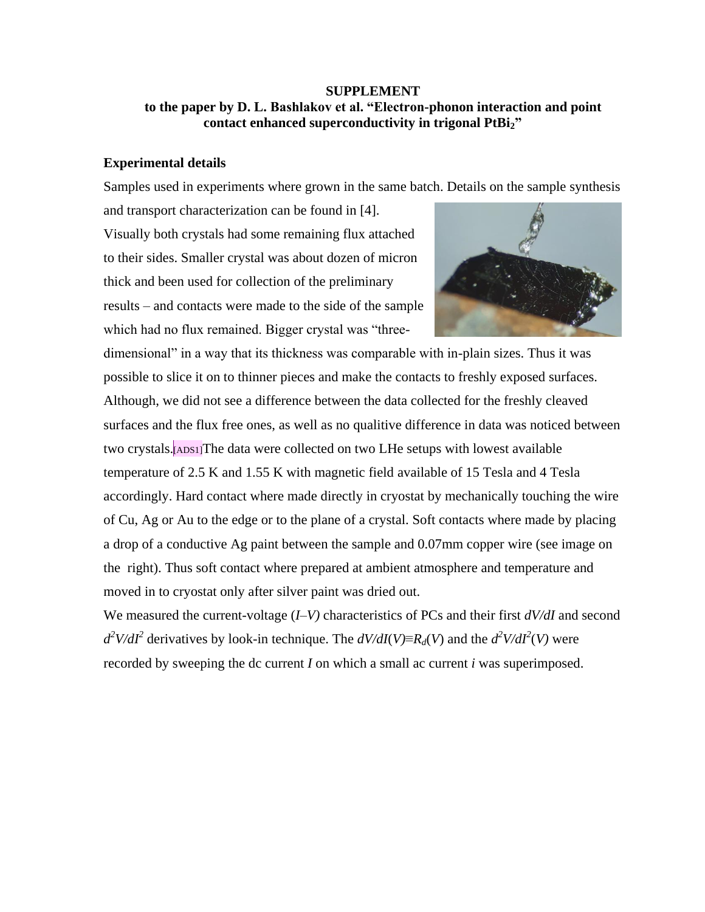**SUPPLEMENT**
**to the paper by D. L. Bashlakov et al. "Electron-phonon interaction and point contact enhanced superconductivity in trigonal $PtBi_2$"**

## Experimental details

Samples used in experiments where grown in the same batch. Details on the sample synthesis and transport characterization can be found in [4]. Visually both crystals had some remaining flux attached to their sides. Smaller crystal was about dozen of micron thick and been used for collection of the preliminary results – and contacts were made to the side of the sample which had no flux remained. Bigger crystal was "three-dimensional" in a way that its thickness was comparable with in-plain sizes. Thus it was possible to slice it on to thinner pieces and make the contacts to freshly exposed surfaces. Although, we did not see a difference between the data collected for the freshly cleaved surfaces and the flux free ones, as well as no qualitive difference in data was noticed between two crystals.[ADS1]The data were collected on two LHe setups with lowest available temperature of 2.5 K and 1.55 K with magnetic field available of 15 Tesla and 4 Tesla accordingly. Hard contact where made directly in cryostat by mechanically touching the wire of Cu, Ag or Au to the edge or to the plane of a crystal. Soft contacts where made by placing a drop of a conductive Ag paint between the sample and 0.07mm copper wire (see image on the right). Thus soft contact where prepared at ambient atmosphere and temperature and moved in to cryostat only after silver paint was dried out.

We measured the current-voltage ($I$–$V$) characteristics of PCs and their first $dV/dI$ and second $d^2V/dI^2$ derivatives by look-in technique. The $dV/dI(V)\equiv R_d(V)$ and the $d^2V/dI^2(V)$ were recorded by sweeping the dc current $I$ on which a small ac current $i$ was superimposed.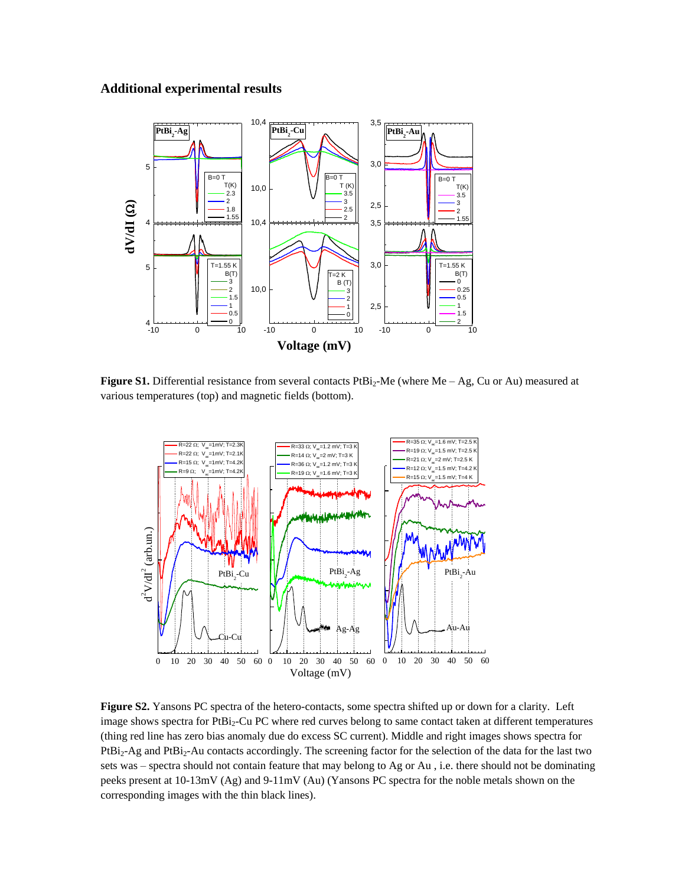## Additional experimental results

**Figure S1.** Differential resistance from several contacts $PtBi_2$-Me (where Me – Ag, Cu or Au) measured at various temperatures (top) and magnetic fields (bottom).

**Figure S2.** Yansons PC spectra of the hetero-contacts, some spectra shifted up or down for a clarity. Left image shows spectra for $PtBi_2$-Cu PC where red curves belong to same contact taken at different temperatures (thing red line has zero bias anomaly due do excess SC current). Middle and right images shows spectra for $PtBi_2$-Ag and $PtBi_2$-Au contacts accordingly. The screening factor for the selection of the data for the last two sets was – spectra should not contain feature that may belong to Ag or Au , i.e. there should not be dominating peaks present at 10-13mV (Ag) and 9-11mV (Au) (Yansons PC spectra for the noble metals shown on the corresponding images with the thin black lines).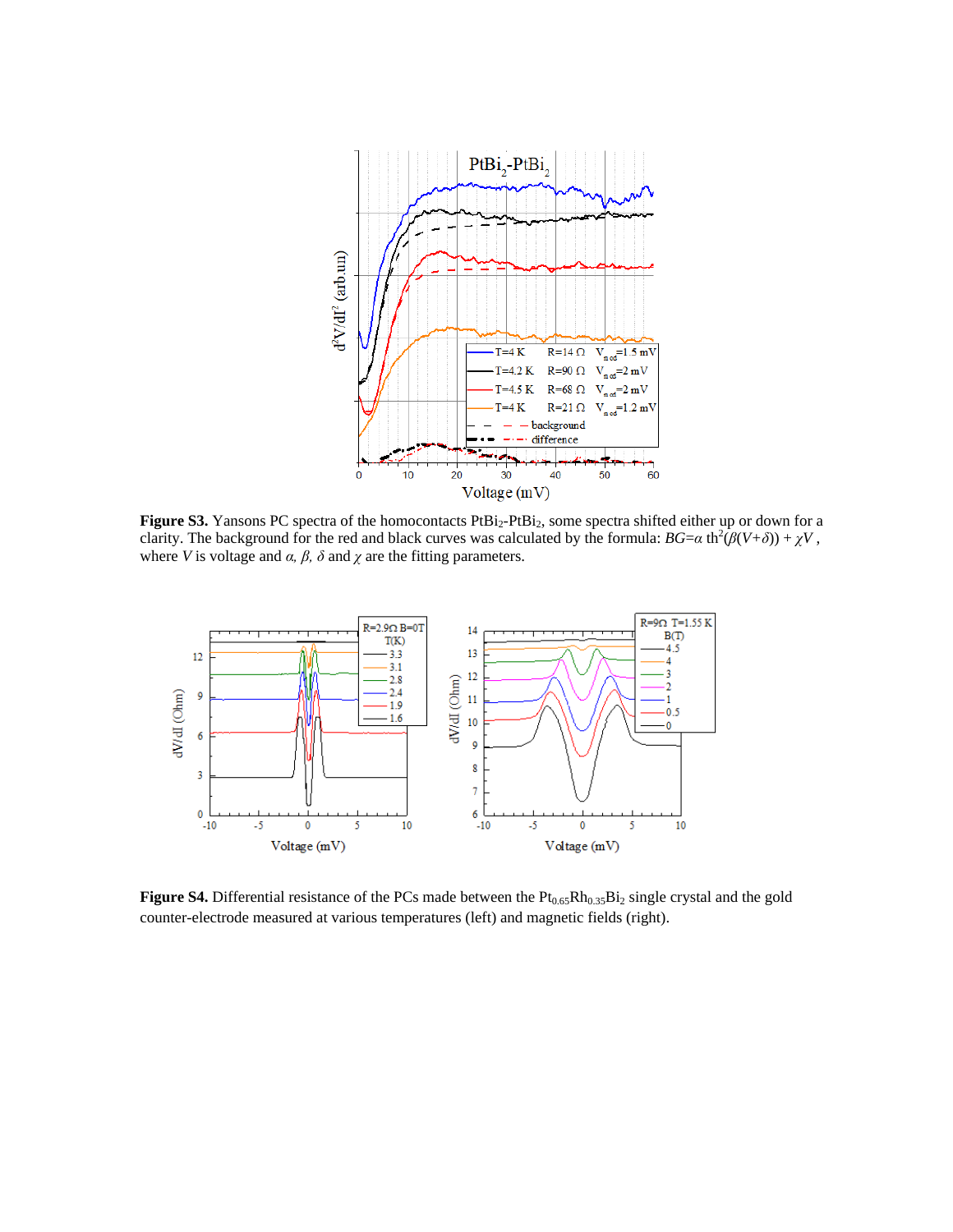PtBi$_2$-PtBi$_2$

$d^2V/dI^2$ (arb.un)

Voltage (mV)

0
10
20
30
40
50
60

T=4 K R=14 Ω $V_{mod}$=1.5 mV
T=4.2 K R=90 Ω $V_{mod}$=2 mV
T=4.5 K R=68 Ω $V_{mod}$=2 mV
T=4 K R=21 Ω $V_{mod}$=1.2 mV
background
difference

**Figure S3.** Yansons PC spectra of the homocontacts PtBi$_2$-PtBi$_2$, some spectra shifted either up or down for a clarity. The background for the red and black curves was calculated by the formula: $BG=\alpha\ \mathrm{th}^2(\beta(V+\delta)) + \chi V$, where $V$ is voltage and $\alpha$, $\beta$, $\delta$ and $\chi$ are the fitting parameters.

R=2.9Ω B=0T
T(K)
3.3
3.1
2.8
2.4
1.9
1.6

dV/dI (Ohm)

0
3
6
9
12

-10
-5
0
5
10

Voltage (mV)

R=9Ω T=1.55 K
B(T)
4.5
4
3
2
1
0.5
0

dV/dI (Ohm)

6
7
8
9
10
11
12
13
14

-10
-5
0
5
10

Voltage (mV)

**Figure S4.** Differential resistance of the PCs made between the $Pt_{0.65}Rh_{0.35}Bi_2$ single crystal and the gold counter-electrode measured at various temperatures (left) and magnetic fields (right).